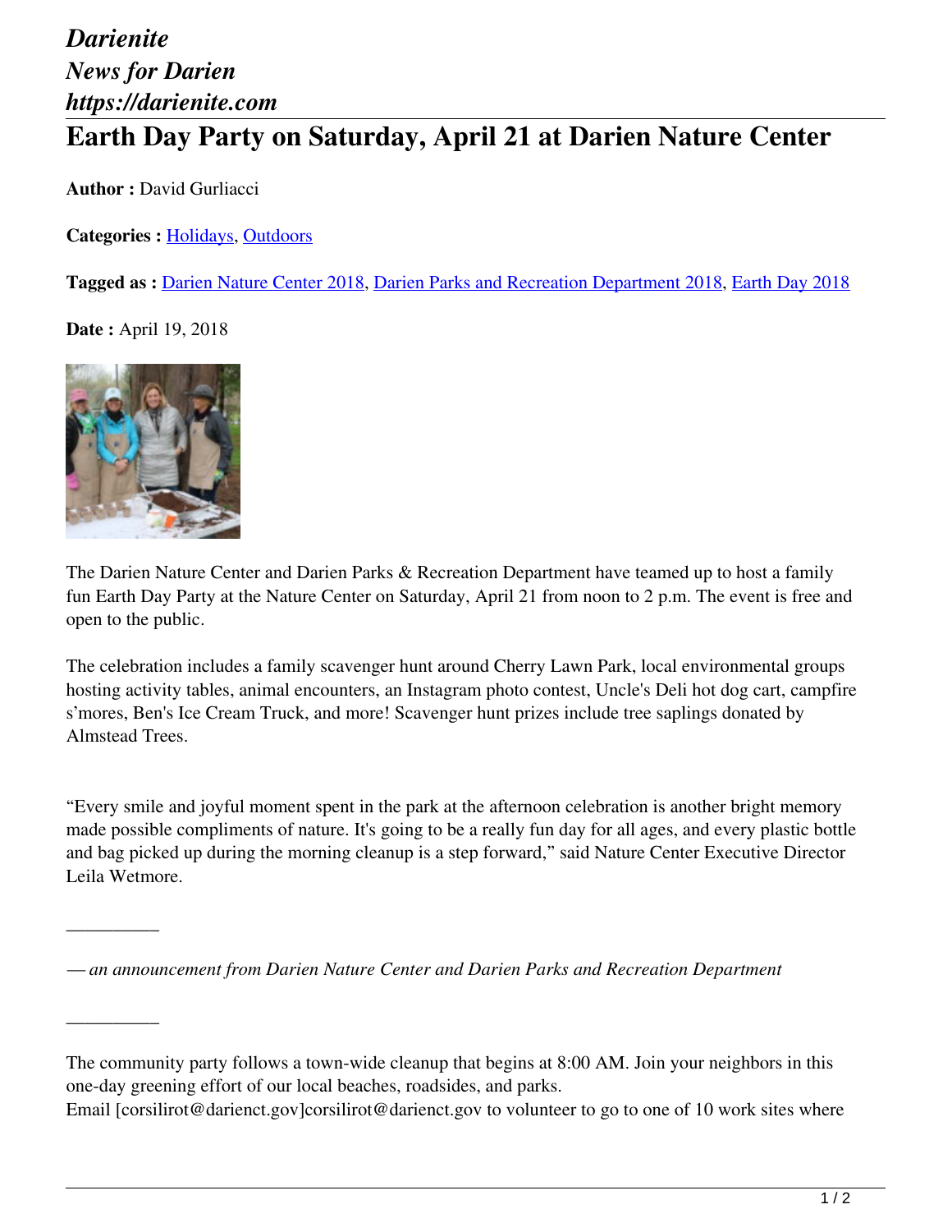*Darienite*
*News for Darien*
*https://darienite.com*

# Earth Day Party on Saturday, April 21 at Darien Nature Center

**Author :** David Gurliacci

**Categories :** Holidays, Outdoors

**Tagged as :** Darien Nature Center 2018, Darien Parks and Recreation Department 2018, Earth Day 2018

**Date :** April 19, 2018

The Darien Nature Center and Darien Parks & Recreation Department have teamed up to host a family fun Earth Day Party at the Nature Center on Saturday, April 21 from noon to 2 p.m. The event is free and open to the public.

The celebration includes a family scavenger hunt around Cherry Lawn Park, local environmental groups hosting activity tables, animal encounters, an Instagram photo contest, Uncle's Deli hot dog cart, campfire s'mores, Ben's Ice Cream Truck, and more! Scavenger hunt prizes include tree saplings donated by Almstead Trees.

"Every smile and joyful moment spent in the park at the afternoon celebration is another bright memory made possible compliments of nature. It's going to be a really fun day for all ages, and every plastic bottle and bag picked up during the morning cleanup is a step forward," said Nature Center Executive Director Leila Wetmore.

—————

*— an announcement from Darien Nature Center and Darien Parks and Recreation Department*

—————

The community party follows a town-wide cleanup that begins at 8:00 AM. Join your neighbors in this one-day greening effort of our local beaches, roadsides, and parks.
Email [corsilirot@darienct.gov]corsilirot@darienct.gov to volunteer to go to one of 10 work sites where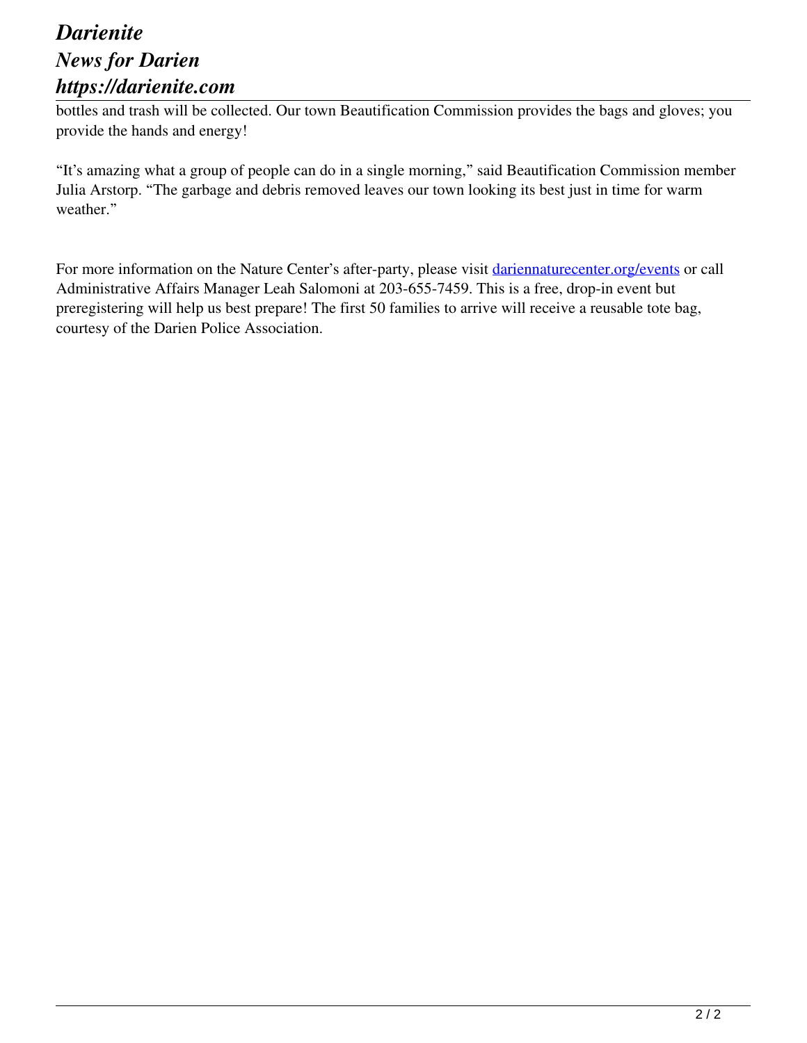bottles and trash will be collected. Our town Beautification Commission provides the bags and gloves; you provide the hands and energy!

"It's amazing what a group of people can do in a single morning," said Beautification Commission member Julia Arstorp. "The garbage and debris removed leaves our town looking its best just in time for warm weather."

For more information on the Nature Center's after-party, please visit [dariennaturecenter.org/events](dariennaturecenter.org/events) or call Administrative Affairs Manager Leah Salomoni at 203-655-7459. This is a free, drop-in event but preregistering will help us best prepare! The first 50 families to arrive will receive a reusable tote bag, courtesy of the Darien Police Association.